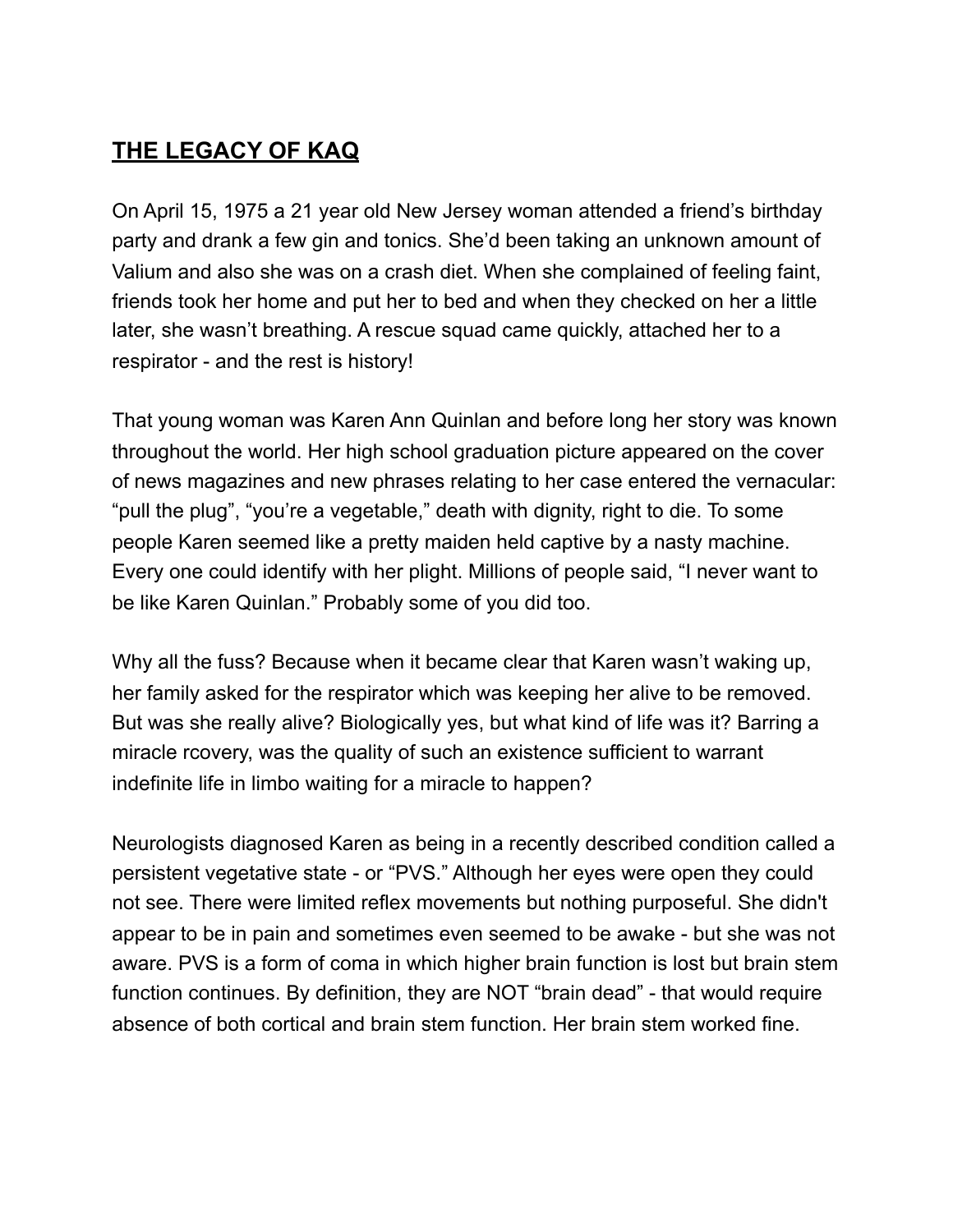# **THE LEGACY OF KAQ**

On April 15, 1975 a 21 year old New Jersey woman attended a friend's birthday party and drank a few gin and tonics. She'd been taking an unknown amount of Valium and also she was on a crash diet. When she complained of feeling faint, friends took her home and put her to bed and when they checked on her a little later, she wasn't breathing. A rescue squad came quickly, attached her to a respirator - and the rest is history!

That young woman was Karen Ann Quinlan and before long her story was known throughout the world. Her high school graduation picture appeared on the cover of news magazines and new phrases relating to her case entered the vernacular: "pull the plug", "you're a vegetable," death with dignity, right to die. To some people Karen seemed like a pretty maiden held captive by a nasty machine. Every one could identify with her plight. Millions of people said, "I never want to be like Karen Quinlan." Probably some of you did too.

Why all the fuss? Because when it became clear that Karen wasn't waking up, her family asked for the respirator which was keeping her alive to be removed. But was she really alive? Biologically yes, but what kind of life was it? Barring a miracle rcovery, was the quality of such an existence sufficient to warrant indefinite life in limbo waiting for a miracle to happen?

Neurologists diagnosed Karen as being in a recently described condition called a persistent vegetative state - or "PVS." Although her eyes were open they could not see. There were limited reflex movements but nothing purposeful. She didn't appear to be in pain and sometimes even seemed to be awake - but she was not aware. PVS is a form of coma in which higher brain function is lost but brain stem function continues. By definition, they are NOT "brain dead" - that would require absence of both cortical and brain stem function. Her brain stem worked fine.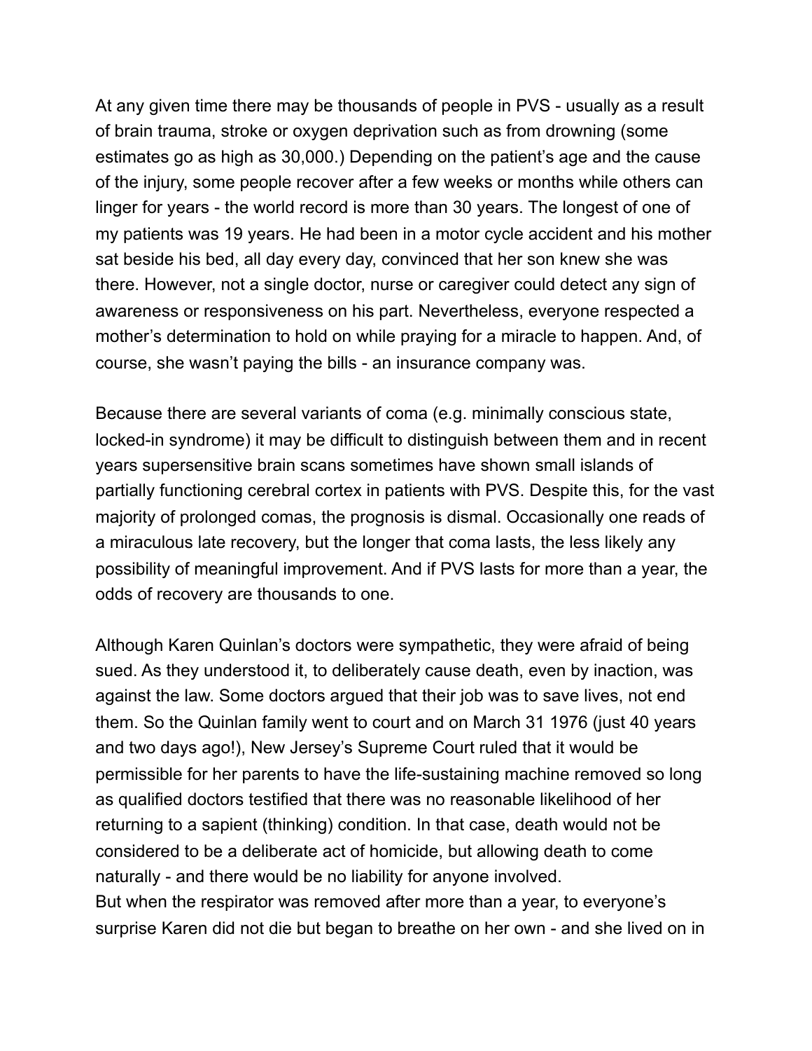At any given time there may be thousands of people in PVS - usually as a result of brain trauma, stroke or oxygen deprivation such as from drowning (some estimates go as high as 30,000.) Depending on the patient's age and the cause of the injury, some people recover after a few weeks or months while others can linger for years - the world record is more than 30 years. The longest of one of my patients was 19 years. He had been in a motor cycle accident and his mother sat beside his bed, all day every day, convinced that her son knew she was there. However, not a single doctor, nurse or caregiver could detect any sign of awareness or responsiveness on his part. Nevertheless, everyone respected a mother's determination to hold on while praying for a miracle to happen. And, of course, she wasn't paying the bills - an insurance company was.

Because there are several variants of coma (e.g. minimally conscious state, locked-in syndrome) it may be difficult to distinguish between them and in recent years supersensitive brain scans sometimes have shown small islands of partially functioning cerebral cortex in patients with PVS. Despite this, for the vast majority of prolonged comas, the prognosis is dismal. Occasionally one reads of a miraculous late recovery, but the longer that coma lasts, the less likely any possibility of meaningful improvement. And if PVS lasts for more than a year, the odds of recovery are thousands to one.

Although Karen Quinlan's doctors were sympathetic, they were afraid of being sued. As they understood it, to deliberately cause death, even by inaction, was against the law. Some doctors argued that their job was to save lives, not end them. So the Quinlan family went to court and on March 31 1976 (just 40 years and two days ago!), New Jersey's Supreme Court ruled that it would be permissible for her parents to have the life-sustaining machine removed so long as qualified doctors testified that there was no reasonable likelihood of her returning to a sapient (thinking) condition. In that case, death would not be considered to be a deliberate act of homicide, but allowing death to come naturally - and there would be no liability for anyone involved.
But when the respirator was removed after more than a year, to everyone's surprise Karen did not die but began to breathe on her own - and she lived on in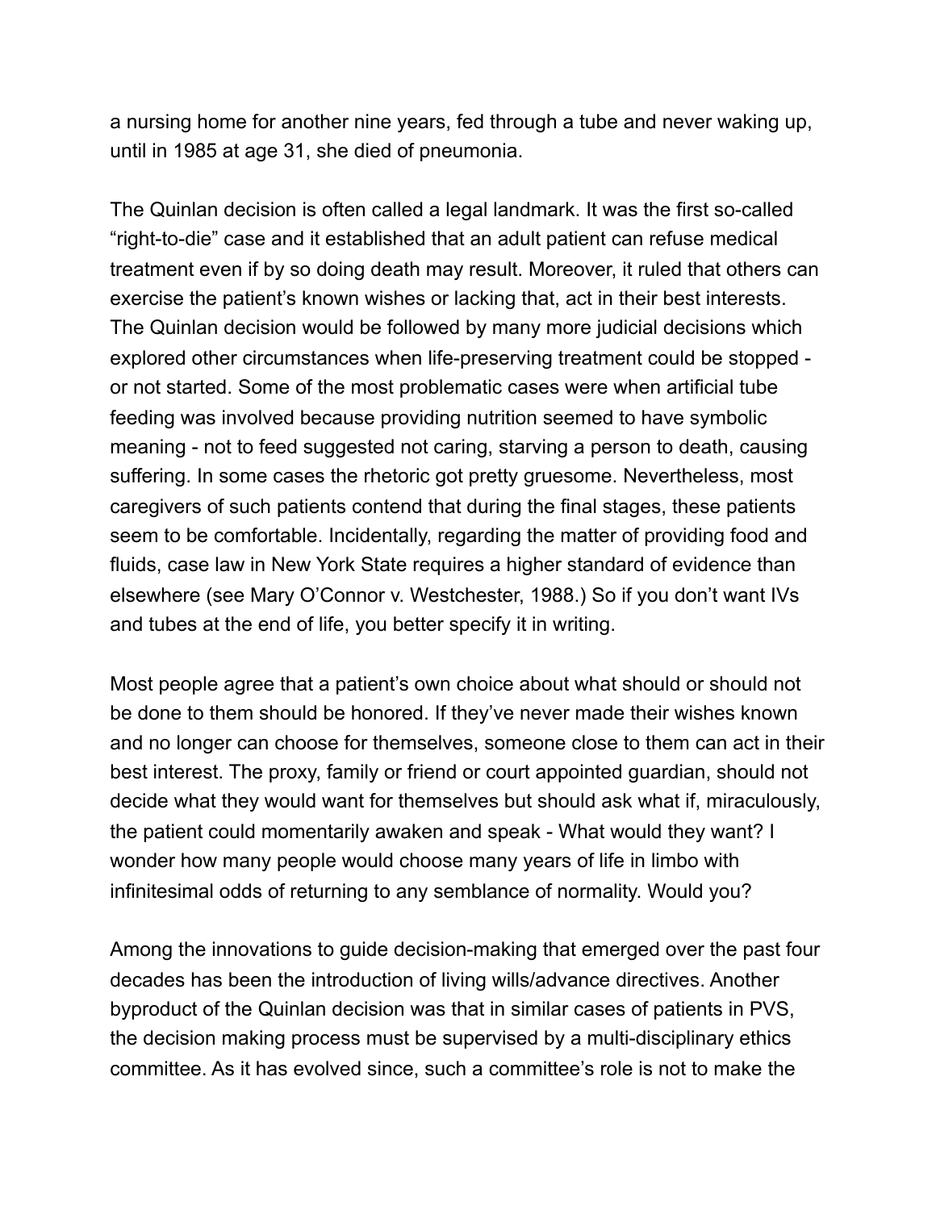a nursing home for another nine years, fed through a tube and never waking up, until in 1985 at age 31, she died of pneumonia.

The Quinlan decision is often called a legal landmark. It was the first so-called "right-to-die" case and it established that an adult patient can refuse medical treatment even if by so doing death may result. Moreover, it ruled that others can exercise the patient's known wishes or lacking that, act in their best interests. The Quinlan decision would be followed by many more judicial decisions which explored other circumstances when life-preserving treatment could be stopped - or not started. Some of the most problematic cases were when artificial tube feeding was involved because providing nutrition seemed to have symbolic meaning - not to feed suggested not caring, starving a person to death, causing suffering. In some cases the rhetoric got pretty gruesome. Nevertheless, most caregivers of such patients contend that during the final stages, these patients seem to be comfortable. Incidentally, regarding the matter of providing food and fluids, case law in New York State requires a higher standard of evidence than elsewhere (see Mary O'Connor v. Westchester, 1988.) So if you don't want IVs and tubes at the end of life, you better specify it in writing.

Most people agree that a patient's own choice about what should or should not be done to them should be honored. If they've never made their wishes known and no longer can choose for themselves, someone close to them can act in their best interest. The proxy, family or friend or court appointed guardian, should not decide what they would want for themselves but should ask what if, miraculously, the patient could momentarily awaken and speak - What would they want? I wonder how many people would choose many years of life in limbo with infinitesimal odds of returning to any semblance of normality. Would you?

Among the innovations to guide decision-making that emerged over the past four decades has been the introduction of living wills/advance directives. Another byproduct of the Quinlan decision was that in similar cases of patients in PVS, the decision making process must be supervised by a multi-disciplinary ethics committee. As it has evolved since, such a committee's role is not to make the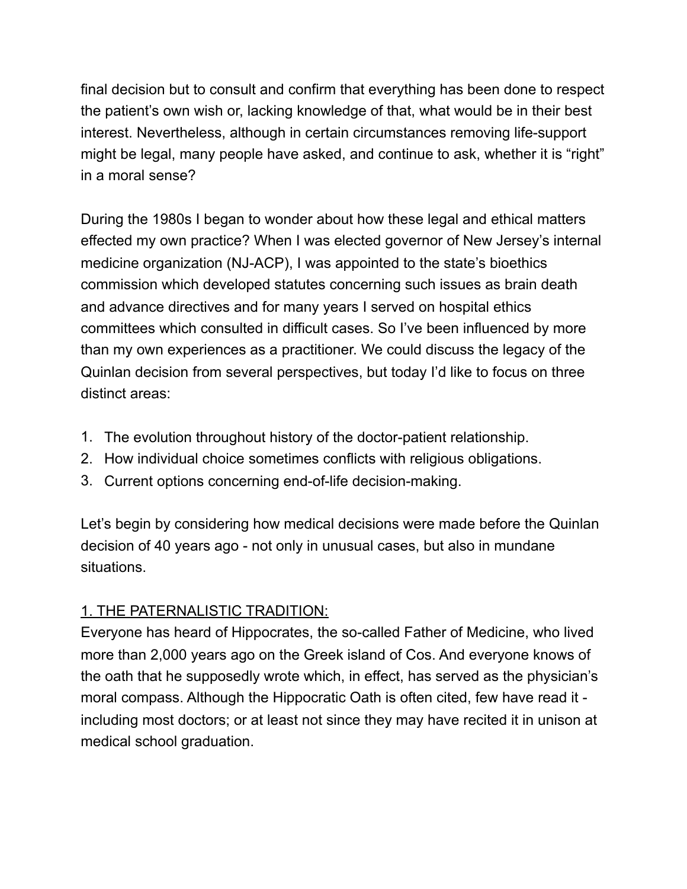final decision but to consult and confirm that everything has been done to respect the patient's own wish or, lacking knowledge of that, what would be in their best interest. Nevertheless, although in certain circumstances removing life-support might be legal, many people have asked, and continue to ask, whether it is "right" in a moral sense?

During the 1980s I began to wonder about how these legal and ethical matters effected my own practice? When I was elected governor of New Jersey's internal medicine organization (NJ-ACP), I was appointed to the state's bioethics commission which developed statutes concerning such issues as brain death and advance directives and for many years I served on hospital ethics committees which consulted in difficult cases. So I've been influenced by more than my own experiences as a practitioner. We could discuss the legacy of the Quinlan decision from several perspectives, but today I'd like to focus on three distinct areas:

1. The evolution throughout history of the doctor-patient relationship.
2. How individual choice sometimes conflicts with religious obligations.
3. Current options concerning end-of-life decision-making.

Let's begin by considering how medical decisions were made before the Quinlan decision of 40 years ago - not only in unusual cases, but also in mundane situations.

<u>1. THE PATERNALISTIC TRADITION:</u>

Everyone has heard of Hippocrates, the so-called Father of Medicine, who lived more than 2,000 years ago on the Greek island of Cos. And everyone knows of the oath that he supposedly wrote which, in effect, has served as the physician's moral compass. Although the Hippocratic Oath is often cited, few have read it - including most doctors; or at least not since they may have recited it in unison at medical school graduation.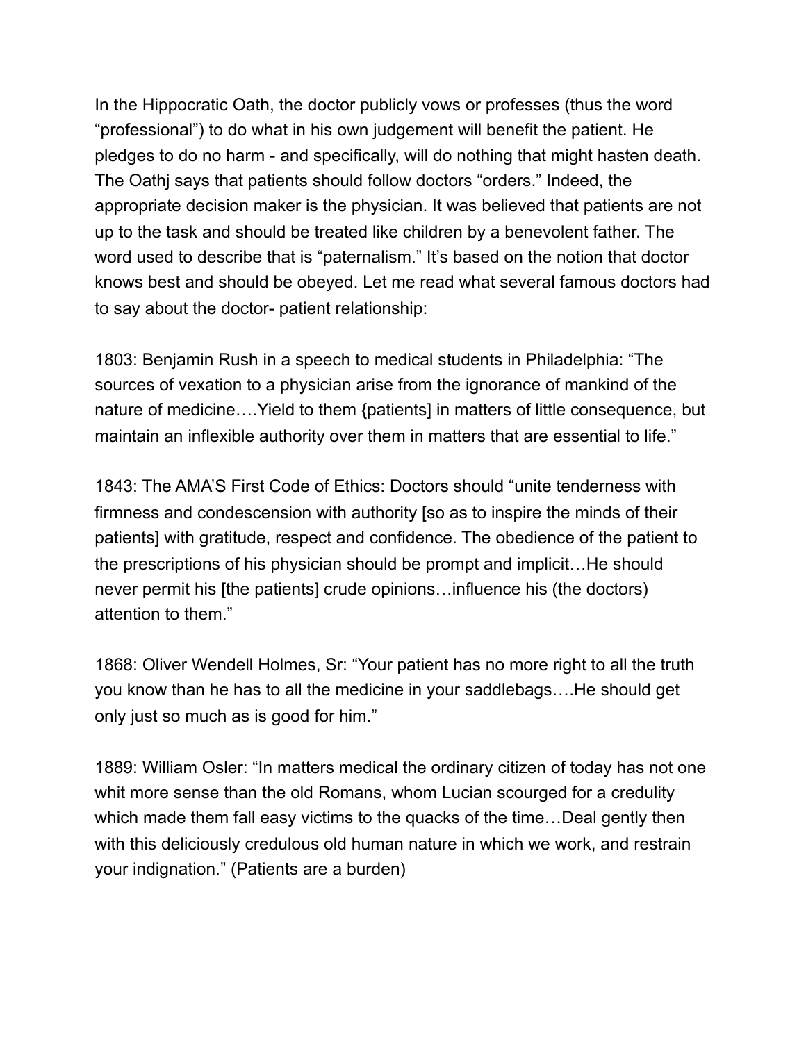In the Hippocratic Oath, the doctor publicly vows or professes (thus the word "professional") to do what in his own judgement will benefit the patient. He pledges to do no harm - and specifically, will do nothing that might hasten death. The Oathj says that patients should follow doctors "orders." Indeed, the appropriate decision maker is the physician. It was believed that patients are not up to the task and should be treated like children by a benevolent father. The word used to describe that is "paternalism." It's based on the notion that doctor knows best and should be obeyed. Let me read what several famous doctors had to say about the doctor- patient relationship:

1803: Benjamin Rush in a speech to medical students in Philadelphia: "The sources of vexation to a physician arise from the ignorance of mankind of the nature of medicine….Yield to them {patients] in matters of little consequence, but maintain an inflexible authority over them in matters that are essential to life."

1843: The AMA'S First Code of Ethics: Doctors should "unite tenderness with firmness and condescension with authority [so as to inspire the minds of their patients] with gratitude, respect and confidence. The obedience of the patient to the prescriptions of his physician should be prompt and implicit…He should never permit his [the patients] crude opinions…influence his (the doctors) attention to them."

1868: Oliver Wendell Holmes, Sr: "Your patient has no more right to all the truth you know than he has to all the medicine in your saddlebags….He should get only just so much as is good for him."

1889: William Osler: "In matters medical the ordinary citizen of today has not one whit more sense than the old Romans, whom Lucian scourged for a credulity which made them fall easy victims to the quacks of the time…Deal gently then with this deliciously credulous old human nature in which we work, and restrain your indignation." (Patients are a burden)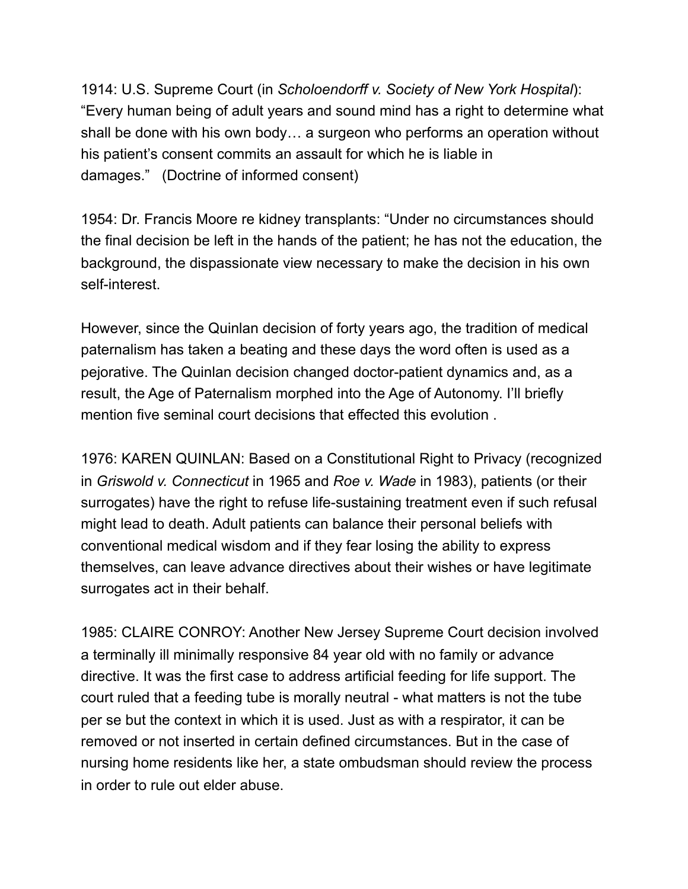1914: U.S. Supreme Court (in *Scholoendorff v. Society of New York Hospital*): "Every human being of adult years and sound mind has a right to determine what shall be done with his own body… a surgeon who performs an operation without his patient's consent commits an assault for which he is liable in damages."   (Doctrine of informed consent)

1954: Dr. Francis Moore re kidney transplants: "Under no circumstances should the final decision be left in the hands of the patient; he has not the education, the background, the dispassionate view necessary to make the decision in his own self-interest.

However, since the Quinlan decision of forty years ago, the tradition of medical paternalism has taken a beating and these days the word often is used as a pejorative. The Quinlan decision changed doctor-patient dynamics and, as a result, the Age of Paternalism morphed into the Age of Autonomy. I'll briefly mention five seminal court decisions that effected this evolution .

1976: KAREN QUINLAN: Based on a Constitutional Right to Privacy (recognized in *Griswold v. Connecticut* in 1965 and *Roe v. Wade* in 1983), patients (or their surrogates) have the right to refuse life-sustaining treatment even if such refusal might lead to death. Adult patients can balance their personal beliefs with conventional medical wisdom and if they fear losing the ability to express themselves, can leave advance directives about their wishes or have legitimate surrogates act in their behalf.

1985: CLAIRE CONROY: Another New Jersey Supreme Court decision involved a terminally ill minimally responsive 84 year old with no family or advance directive. It was the first case to address artificial feeding for life support. The court ruled that a feeding tube is morally neutral - what matters is not the tube per se but the context in which it is used. Just as with a respirator, it can be removed or not inserted in certain defined circumstances. But in the case of nursing home residents like her, a state ombudsman should review the process in order to rule out elder abuse.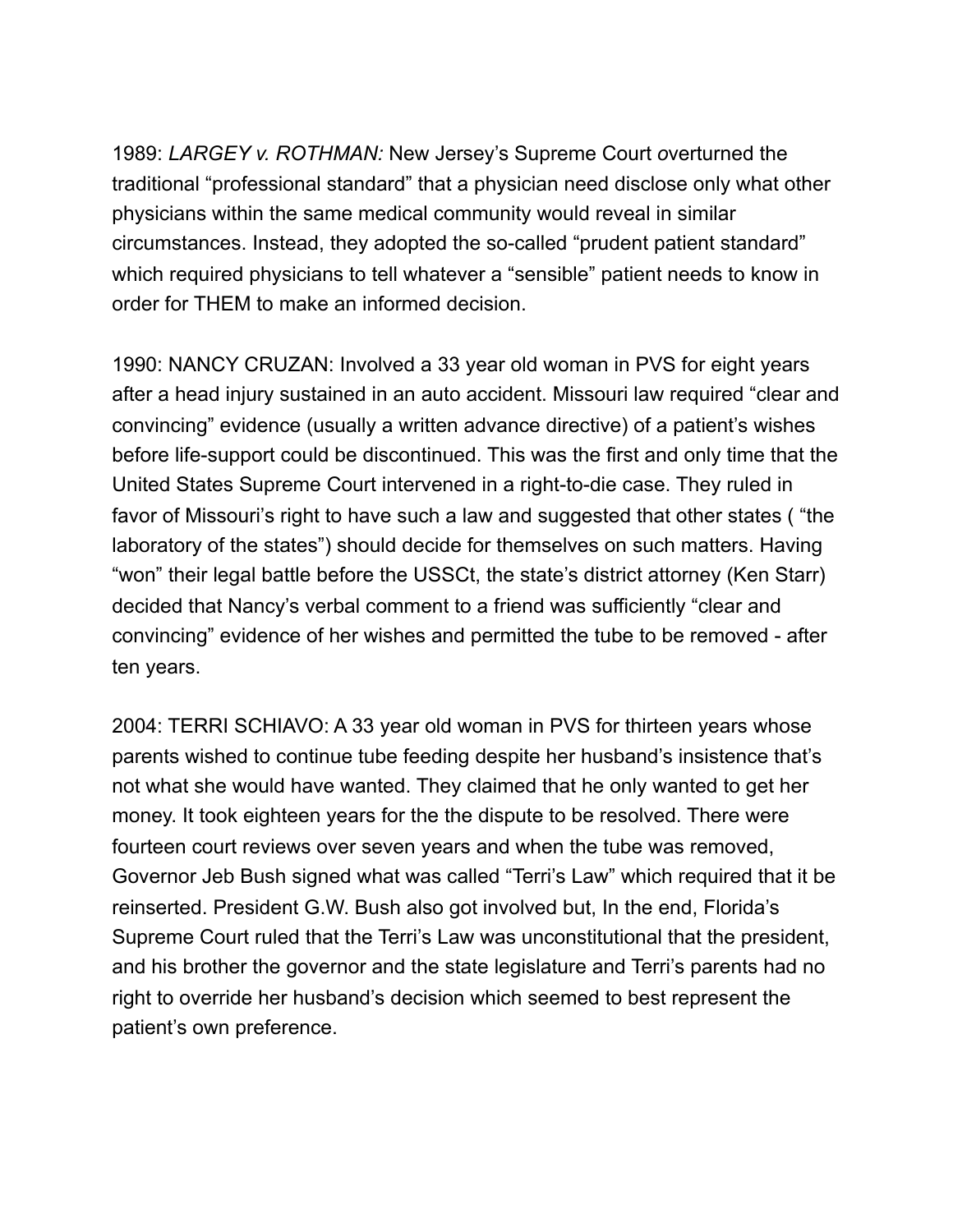1989: *LARGEY v. ROTHMAN:* New Jersey's Supreme Court overturned the traditional "professional standard" that a physician need disclose only what other physicians within the same medical community would reveal in similar circumstances. Instead, they adopted the so-called "prudent patient standard" which required physicians to tell whatever a "sensible" patient needs to know in order for THEM to make an informed decision.

1990: NANCY CRUZAN: Involved a 33 year old woman in PVS for eight years after a head injury sustained in an auto accident. Missouri law required "clear and convincing" evidence (usually a written advance directive) of a patient's wishes before life-support could be discontinued. This was the first and only time that the United States Supreme Court intervened in a right-to-die case. They ruled in favor of Missouri's right to have such a law and suggested that other states ( "the laboratory of the states") should decide for themselves on such matters. Having "won" their legal battle before the USSCt, the state's district attorney (Ken Starr) decided that Nancy's verbal comment to a friend was sufficiently "clear and convincing" evidence of her wishes and permitted the tube to be removed - after ten years.

2004: TERRI SCHIAVO: A 33 year old woman in PVS for thirteen years whose parents wished to continue tube feeding despite her husband's insistence that's not what she would have wanted. They claimed that he only wanted to get her money. It took eighteen years for the the dispute to be resolved. There were fourteen court reviews over seven years and when the tube was removed, Governor Jeb Bush signed what was called "Terri's Law" which required that it be reinserted. President G.W. Bush also got involved but, In the end, Florida's Supreme Court ruled that the Terri's Law was unconstitutional that the president, and his brother the governor and the state legislature and Terri's parents had no right to override her husband's decision which seemed to best represent the patient's own preference.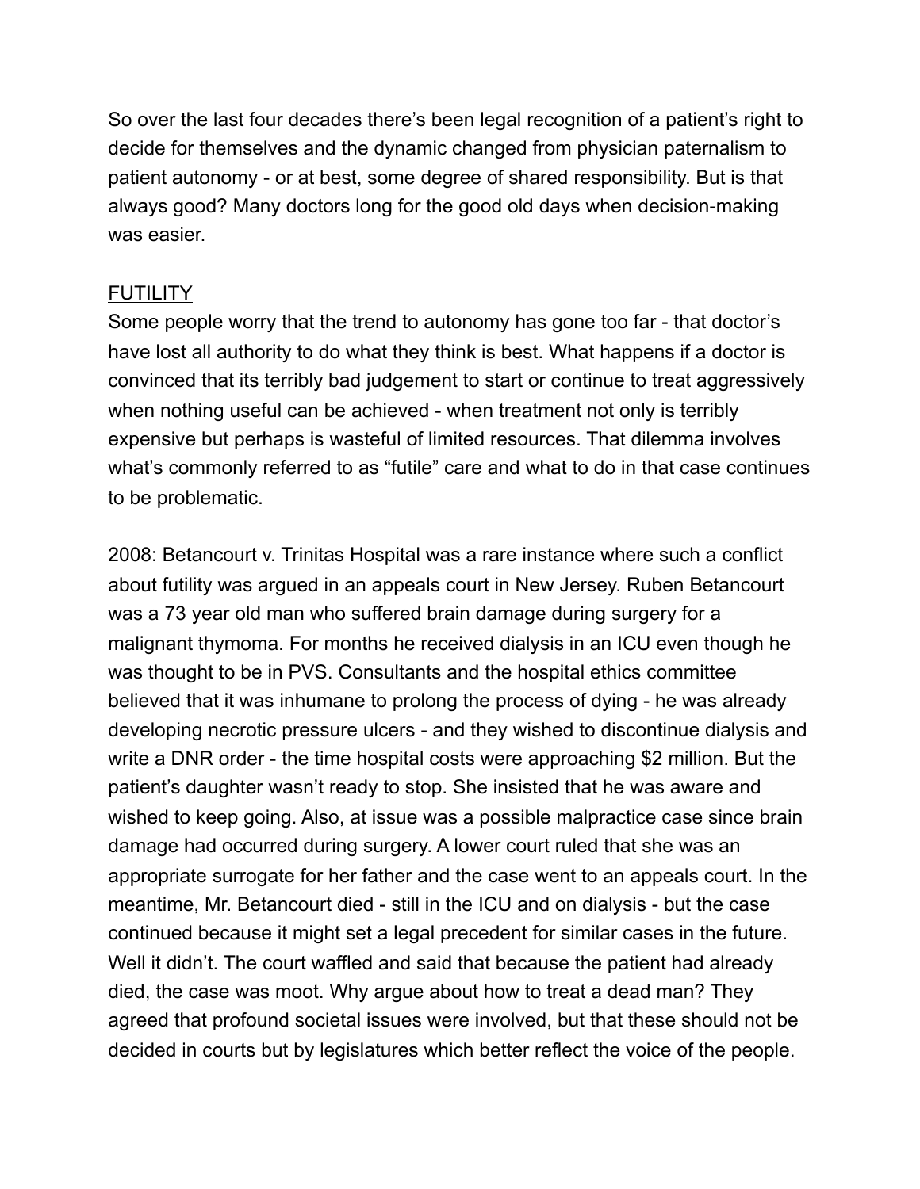So over the last four decades there's been legal recognition of a patient's right to decide for themselves and the dynamic changed from physician paternalism to patient autonomy - or at best, some degree of shared responsibility. But is that always good? Many doctors long for the good old days when decision-making was easier.

<u>FUTILITY</u>

Some people worry that the trend to autonomy has gone too far - that doctor's have lost all authority to do what they think is best. What happens if a doctor is convinced that its terribly bad judgement to start or continue to treat aggressively when nothing useful can be achieved - when treatment not only is terribly expensive but perhaps is wasteful of limited resources. That dilemma involves what's commonly referred to as "futile" care and what to do in that case continues to be problematic.

2008: Betancourt v. Trinitas Hospital was a rare instance where such a conflict about futility was argued in an appeals court in New Jersey. Ruben Betancourt was a 73 year old man who suffered brain damage during surgery for a malignant thymoma. For months he received dialysis in an ICU even though he was thought to be in PVS. Consultants and the hospital ethics committee believed that it was inhumane to prolong the process of dying - he was already developing necrotic pressure ulcers - and they wished to discontinue dialysis and write a DNR order - the time hospital costs were approaching $2 million. But the patient's daughter wasn't ready to stop. She insisted that he was aware and wished to keep going. Also, at issue was a possible malpractice case since brain damage had occurred during surgery. A lower court ruled that she was an appropriate surrogate for her father and the case went to an appeals court. In the meantime, Mr. Betancourt died - still in the ICU and on dialysis - but the case continued because it might set a legal precedent for similar cases in the future. Well it didn't. The court waffled and said that because the patient had already died, the case was moot. Why argue about how to treat a dead man? They agreed that profound societal issues were involved, but that these should not be decided in courts but by legislatures which better reflect the voice of the people.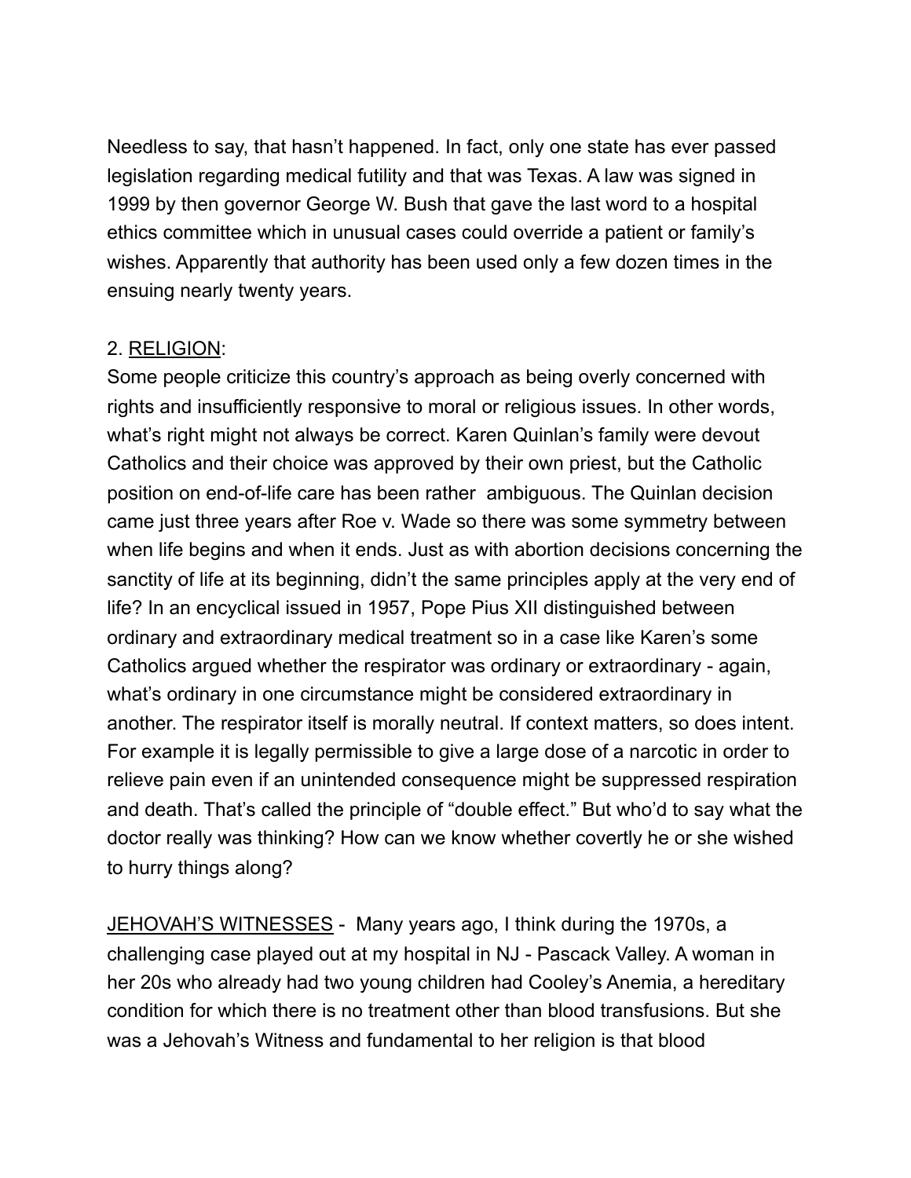Needless to say, that hasn't happened. In fact, only one state has ever passed legislation regarding medical futility and that was Texas. A law was signed in 1999 by then governor George W. Bush that gave the last word to a hospital ethics committee which in unusual cases could override a patient or family's wishes. Apparently that authority has been used only a few dozen times in the ensuing nearly twenty years.

2. <u>RELIGION</u>:

Some people criticize this country's approach as being overly concerned with rights and insufficiently responsive to moral or religious issues. In other words, what's right might not always be correct. Karen Quinlan's family were devout Catholics and their choice was approved by their own priest, but the Catholic position on end-of-life care has been rather ambiguous. The Quinlan decision came just three years after Roe v. Wade so there was some symmetry between when life begins and when it ends. Just as with abortion decisions concerning the sanctity of life at its beginning, didn't the same principles apply at the very end of life? In an encyclical issued in 1957, Pope Pius XII distinguished between ordinary and extraordinary medical treatment so in a case like Karen's some Catholics argued whether the respirator was ordinary or extraordinary - again, what's ordinary in one circumstance might be considered extraordinary in another. The respirator itself is morally neutral. If context matters, so does intent. For example it is legally permissible to give a large dose of a narcotic in order to relieve pain even if an unintended consequence might be suppressed respiration and death. That's called the principle of "double effect." But who'd to say what the doctor really was thinking? How can we know whether covertly he or she wished to hurry things along?

<u>JEHOVAH'S WITNESSES</u> - Many years ago, I think during the 1970s, a challenging case played out at my hospital in NJ - Pascack Valley. A woman in her 20s who already had two young children had Cooley's Anemia, a hereditary condition for which there is no treatment other than blood transfusions. But she was a Jehovah's Witness and fundamental to her religion is that blood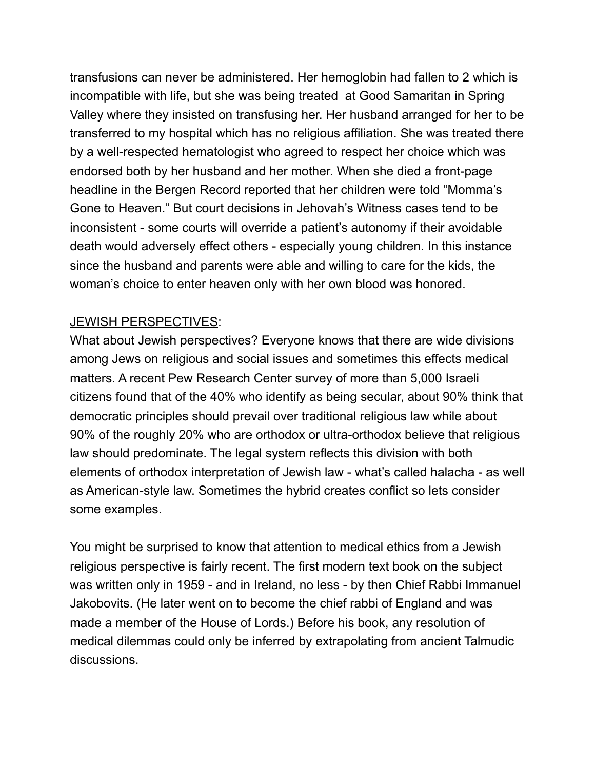transfusions can never be administered. Her hemoglobin had fallen to 2 which is incompatible with life, but she was being treated  at Good Samaritan in Spring Valley where they insisted on transfusing her. Her husband arranged for her to be transferred to my hospital which has no religious affiliation. She was treated there by a well-respected hematologist who agreed to respect her choice which was endorsed both by her husband and her mother. When she died a front-page headline in the Bergen Record reported that her children were told "Momma's Gone to Heaven." But court decisions in Jehovah's Witness cases tend to be inconsistent - some courts will override a patient's autonomy if their avoidable death would adversely effect others - especially young children. In this instance since the husband and parents were able and willing to care for the kids, the woman's choice to enter heaven only with her own blood was honored.

<u>JEWISH PERSPECTIVES</u>:

What about Jewish perspectives? Everyone knows that there are wide divisions among Jews on religious and social issues and sometimes this effects medical matters. A recent Pew Research Center survey of more than 5,000 Israeli citizens found that of the 40% who identify as being secular, about 90% think that democratic principles should prevail over traditional religious law while about 90% of the roughly 20% who are orthodox or ultra-orthodox believe that religious law should predominate. The legal system reflects this division with both elements of orthodox interpretation of Jewish law - what's called halacha - as well as American-style law. Sometimes the hybrid creates conflict so lets consider some examples.

You might be surprised to know that attention to medical ethics from a Jewish religious perspective is fairly recent. The first modern text book on the subject was written only in 1959 - and in Ireland, no less - by then Chief Rabbi Immanuel Jakobovits. (He later went on to become the chief rabbi of England and was made a member of the House of Lords.) Before his book, any resolution of medical dilemmas could only be inferred by extrapolating from ancient Talmudic discussions.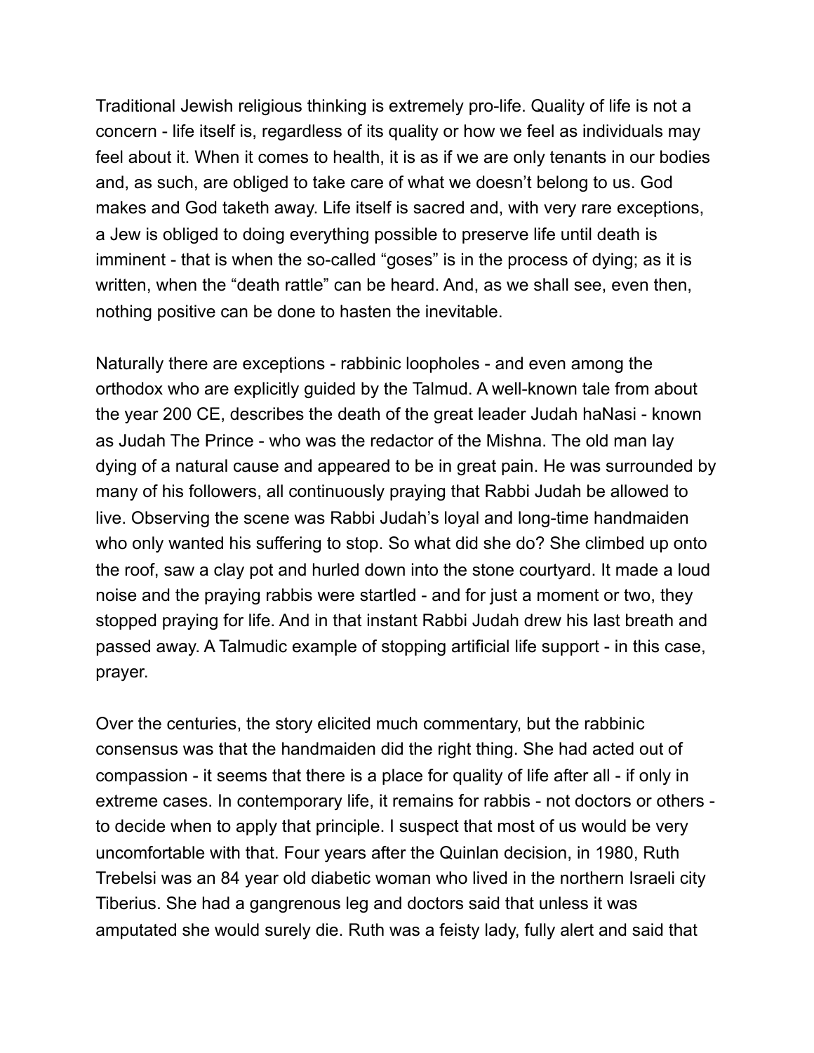Traditional Jewish religious thinking is extremely pro-life. Quality of life is not a concern - life itself is, regardless of its quality or how we feel as individuals may feel about it. When it comes to health, it is as if we are only tenants in our bodies and, as such, are obliged to take care of what we doesn't belong to us. God makes and God taketh away. Life itself is sacred and, with very rare exceptions, a Jew is obliged to doing everything possible to preserve life until death is imminent - that is when the so-called "goses" is in the process of dying; as it is written, when the "death rattle" can be heard. And, as we shall see, even then, nothing positive can be done to hasten the inevitable.

Naturally there are exceptions - rabbinic loopholes - and even among the orthodox who are explicitly guided by the Talmud. A well-known tale from about the year 200 CE, describes the death of the great leader Judah haNasi - known as Judah The Prince - who was the redactor of the Mishna. The old man lay dying of a natural cause and appeared to be in great pain. He was surrounded by many of his followers, all continuously praying that Rabbi Judah be allowed to live. Observing the scene was Rabbi Judah's loyal and long-time handmaiden who only wanted his suffering to stop. So what did she do? She climbed up onto the roof, saw a clay pot and hurled down into the stone courtyard. It made a loud noise and the praying rabbis were startled - and for just a moment or two, they stopped praying for life. And in that instant Rabbi Judah drew his last breath and passed away. A Talmudic example of stopping artificial life support - in this case, prayer.

Over the centuries, the story elicited much commentary, but the rabbinic consensus was that the handmaiden did the right thing. She had acted out of compassion - it seems that there is a place for quality of life after all - if only in extreme cases. In contemporary life, it remains for rabbis - not doctors or others - to decide when to apply that principle. I suspect that most of us would be very uncomfortable with that. Four years after the Quinlan decision, in 1980, Ruth Trebelsi was an 84 year old diabetic woman who lived in the northern Israeli city Tiberius. She had a gangrenous leg and doctors said that unless it was amputated she would surely die. Ruth was a feisty lady, fully alert and said that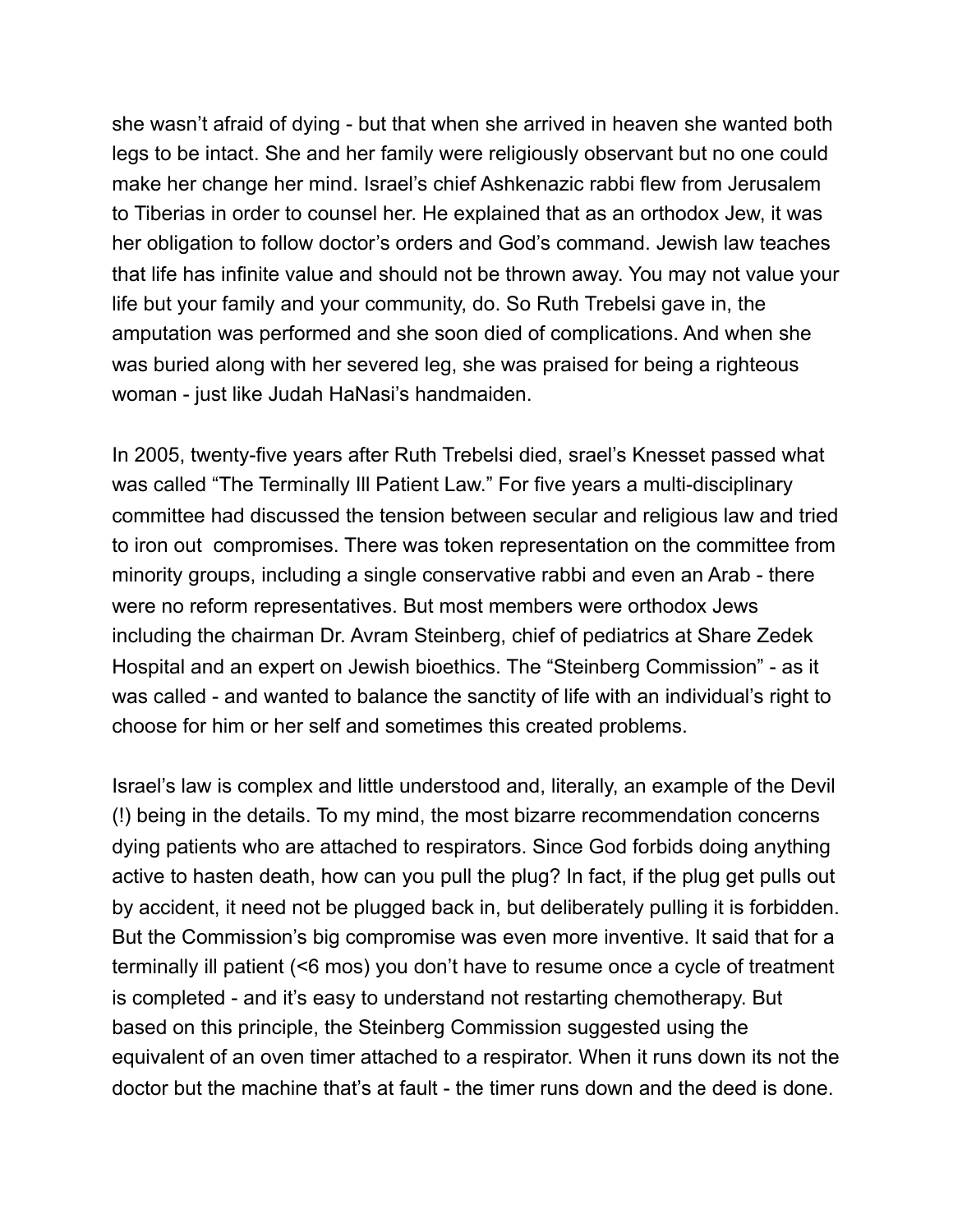she wasn't afraid of dying - but that when she arrived in heaven she wanted both legs to be intact. She and her family were religiously observant but no one could make her change her mind. Israel's chief Ashkenazic rabbi flew from Jerusalem to Tiberias in order to counsel her. He explained that as an orthodox Jew, it was her obligation to follow doctor's orders and God's command. Jewish law teaches that life has infinite value and should not be thrown away. You may not value your life but your family and your community, do. So Ruth Trebelsi gave in, the amputation was performed and she soon died of complications. And when she was buried along with her severed leg, she was praised for being a righteous woman - just like Judah HaNasi's handmaiden.

In 2005, twenty-five years after Ruth Trebelsi died, srael's Knesset passed what was called "The Terminally Ill Patient Law." For five years a multi-disciplinary committee had discussed the tension between secular and religious law and tried to iron out compromises. There was token representation on the committee from minority groups, including a single conservative rabbi and even an Arab - there were no reform representatives. But most members were orthodox Jews including the chairman Dr. Avram Steinberg, chief of pediatrics at Share Zedek Hospital and an expert on Jewish bioethics. The "Steinberg Commission" - as it was called - and wanted to balance the sanctity of life with an individual's right to choose for him or her self and sometimes this created problems.

Israel's law is complex and little understood and, literally, an example of the Devil (!) being in the details. To my mind, the most bizarre recommendation concerns dying patients who are attached to respirators. Since God forbids doing anything active to hasten death, how can you pull the plug? In fact, if the plug get pulls out by accident, it need not be plugged back in, but deliberately pulling it is forbidden. But the Commission's big compromise was even more inventive. It said that for a terminally ill patient (<6 mos) you don't have to resume once a cycle of treatment is completed - and it's easy to understand not restarting chemotherapy. But based on this principle, the Steinberg Commission suggested using the equivalent of an oven timer attached to a respirator. When it runs down its not the doctor but the machine that's at fault - the timer runs down and the deed is done.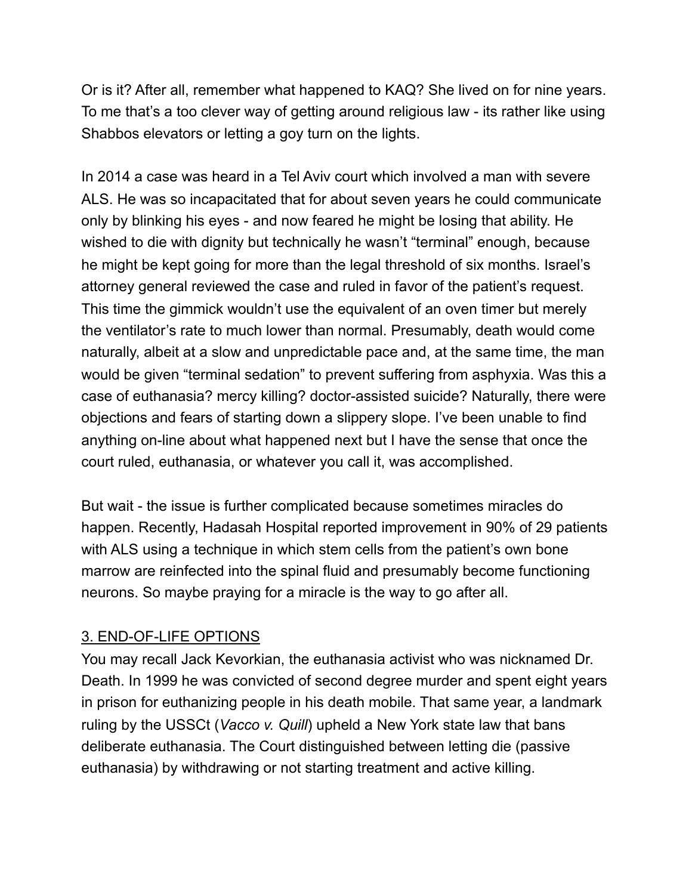Or is it? After all, remember what happened to KAQ? She lived on for nine years. To me that's a too clever way of getting around religious law - its rather like using Shabbos elevators or letting a goy turn on the lights.

In 2014 a case was heard in a Tel Aviv court which involved a man with severe ALS. He was so incapacitated that for about seven years he could communicate only by blinking his eyes - and now feared he might be losing that ability. He wished to die with dignity but technically he wasn't "terminal" enough, because he might be kept going for more than the legal threshold of six months. Israel's attorney general reviewed the case and ruled in favor of the patient's request. This time the gimmick wouldn't use the equivalent of an oven timer but merely the ventilator's rate to much lower than normal. Presumably, death would come naturally, albeit at a slow and unpredictable pace and, at the same time, the man would be given "terminal sedation" to prevent suffering from asphyxia. Was this a case of euthanasia? mercy killing? doctor-assisted suicide? Naturally, there were objections and fears of starting down a slippery slope. I've been unable to find anything on-line about what happened next but I have the sense that once the court ruled, euthanasia, or whatever you call it, was accomplished.

But wait - the issue is further complicated because sometimes miracles do happen. Recently, Hadasah Hospital reported improvement in 90% of 29 patients with ALS using a technique in which stem cells from the patient's own bone marrow are reinfected into the spinal fluid and presumably become functioning neurons. So maybe praying for a miracle is the way to go after all.

## <u>3. END-OF-LIFE OPTIONS</u>

You may recall Jack Kevorkian, the euthanasia activist who was nicknamed Dr. Death. In 1999 he was convicted of second degree murder and spent eight years in prison for euthanizing people in his death mobile. That same year, a landmark ruling by the USSCt (*Vacco v. Quill*) upheld a New York state law that bans deliberate euthanasia. The Court distinguished between letting die (passive euthanasia) by withdrawing or not starting treatment and active killing.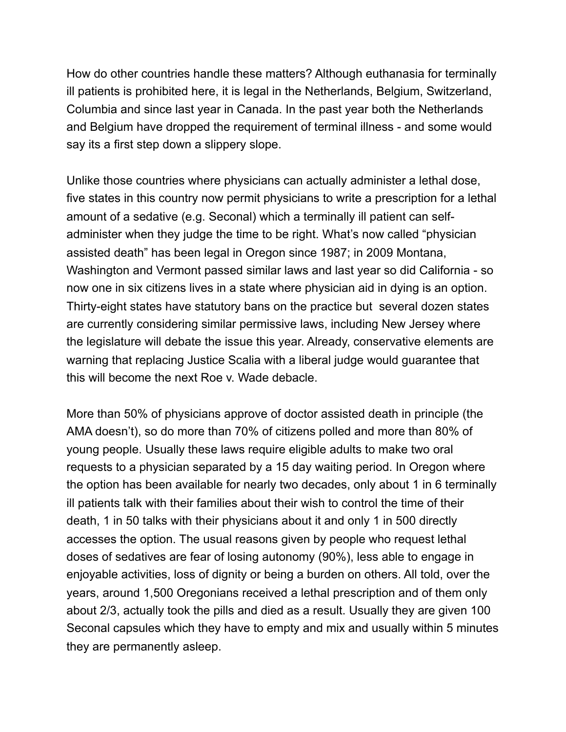How do other countries handle these matters? Although euthanasia for terminally ill patients is prohibited here, it is legal in the Netherlands, Belgium, Switzerland, Columbia and since last year in Canada. In the past year both the Netherlands and Belgium have dropped the requirement of terminal illness - and some would say its a first step down a slippery slope.

Unlike those countries where physicians can actually administer a lethal dose, five states in this country now permit physicians to write a prescription for a lethal amount of a sedative (e.g. Seconal) which a terminally ill patient can self-administer when they judge the time to be right. What's now called "physician assisted death" has been legal in Oregon since 1987; in 2009 Montana, Washington and Vermont passed similar laws and last year so did California - so now one in six citizens lives in a state where physician aid in dying is an option. Thirty-eight states have statutory bans on the practice but several dozen states are currently considering similar permissive laws, including New Jersey where the legislature will debate the issue this year. Already, conservative elements are warning that replacing Justice Scalia with a liberal judge would guarantee that this will become the next Roe v. Wade debacle.

More than 50% of physicians approve of doctor assisted death in principle (the AMA doesn't), so do more than 70% of citizens polled and more than 80% of young people. Usually these laws require eligible adults to make two oral requests to a physician separated by a 15 day waiting period. In Oregon where the option has been available for nearly two decades, only about 1 in 6 terminally ill patients talk with their families about their wish to control the time of their death, 1 in 50 talks with their physicians about it and only 1 in 500 directly accesses the option. The usual reasons given by people who request lethal doses of sedatives are fear of losing autonomy (90%), less able to engage in enjoyable activities, loss of dignity or being a burden on others. All told, over the years, around 1,500 Oregonians received a lethal prescription and of them only about 2/3, actually took the pills and died as a result. Usually they are given 100 Seconal capsules which they have to empty and mix and usually within 5 minutes they are permanently asleep.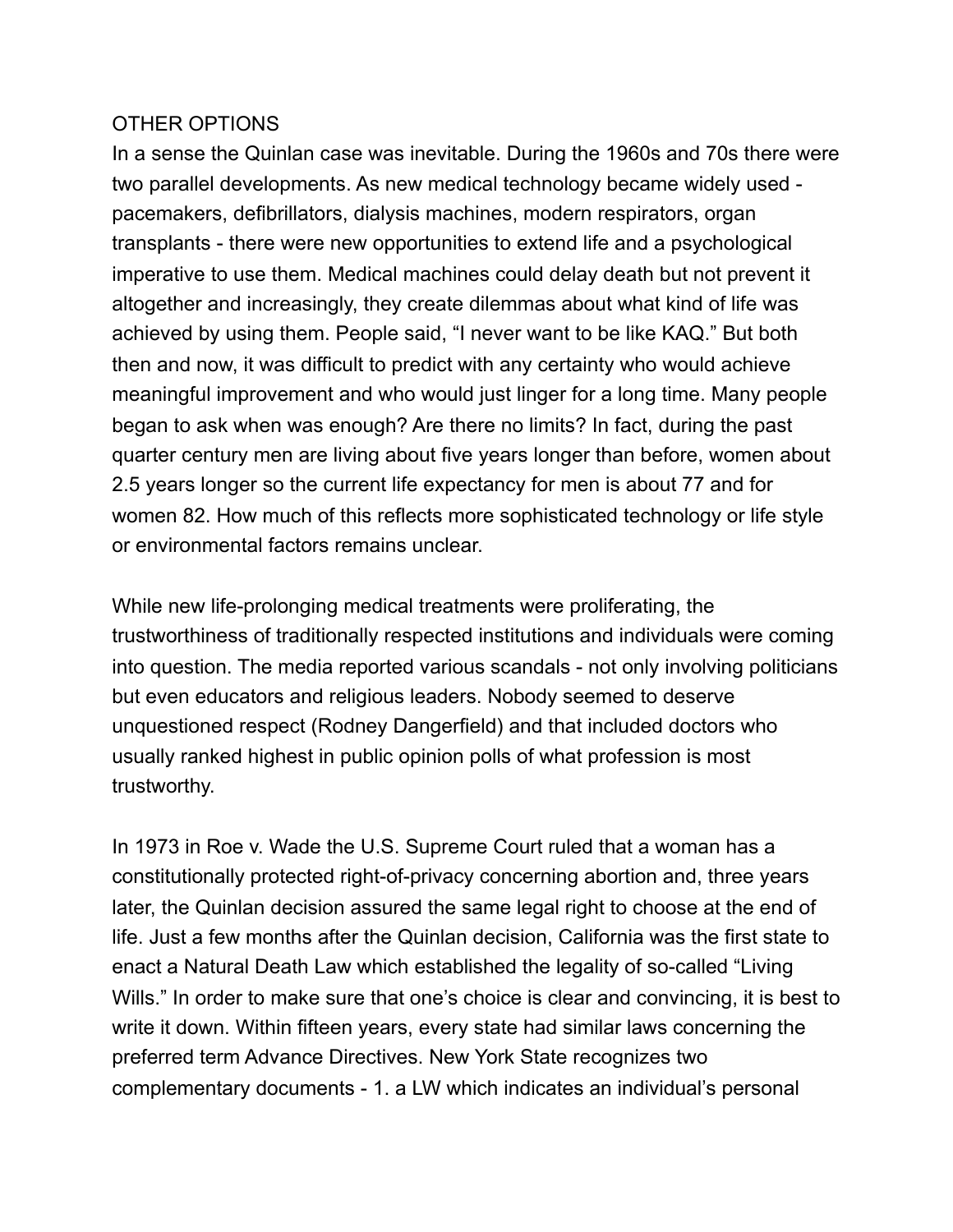## OTHER OPTIONS

In a sense the Quinlan case was inevitable. During the 1960s and 70s there were two parallel developments. As new medical technology became widely used - pacemakers, defibrillators, dialysis machines, modern respirators, organ transplants - there were new opportunities to extend life and a psychological imperative to use them. Medical machines could delay death but not prevent it altogether and increasingly, they create dilemmas about what kind of life was achieved by using them. People said, "I never want to be like KAQ." But both then and now, it was difficult to predict with any certainty who would achieve meaningful improvement and who would just linger for a long time. Many people began to ask when was enough? Are there no limits? In fact, during the past quarter century men are living about five years longer than before, women about 2.5 years longer so the current life expectancy for men is about 77 and for women 82. How much of this reflects more sophisticated technology or life style or environmental factors remains unclear.

While new life-prolonging medical treatments were proliferating, the trustworthiness of traditionally respected institutions and individuals were coming into question. The media reported various scandals - not only involving politicians but even educators and religious leaders. Nobody seemed to deserve unquestioned respect (Rodney Dangerfield) and that included doctors who usually ranked highest in public opinion polls of what profession is most trustworthy.

In 1973 in Roe v. Wade the U.S. Supreme Court ruled that a woman has a constitutionally protected right-of-privacy concerning abortion and, three years later, the Quinlan decision assured the same legal right to choose at the end of life. Just a few months after the Quinlan decision, California was the first state to enact a Natural Death Law which established the legality of so-called "Living Wills." In order to make sure that one's choice is clear and convincing, it is best to write it down. Within fifteen years, every state had similar laws concerning the preferred term Advance Directives. New York State recognizes two complementary documents - 1. a LW which indicates an individual's personal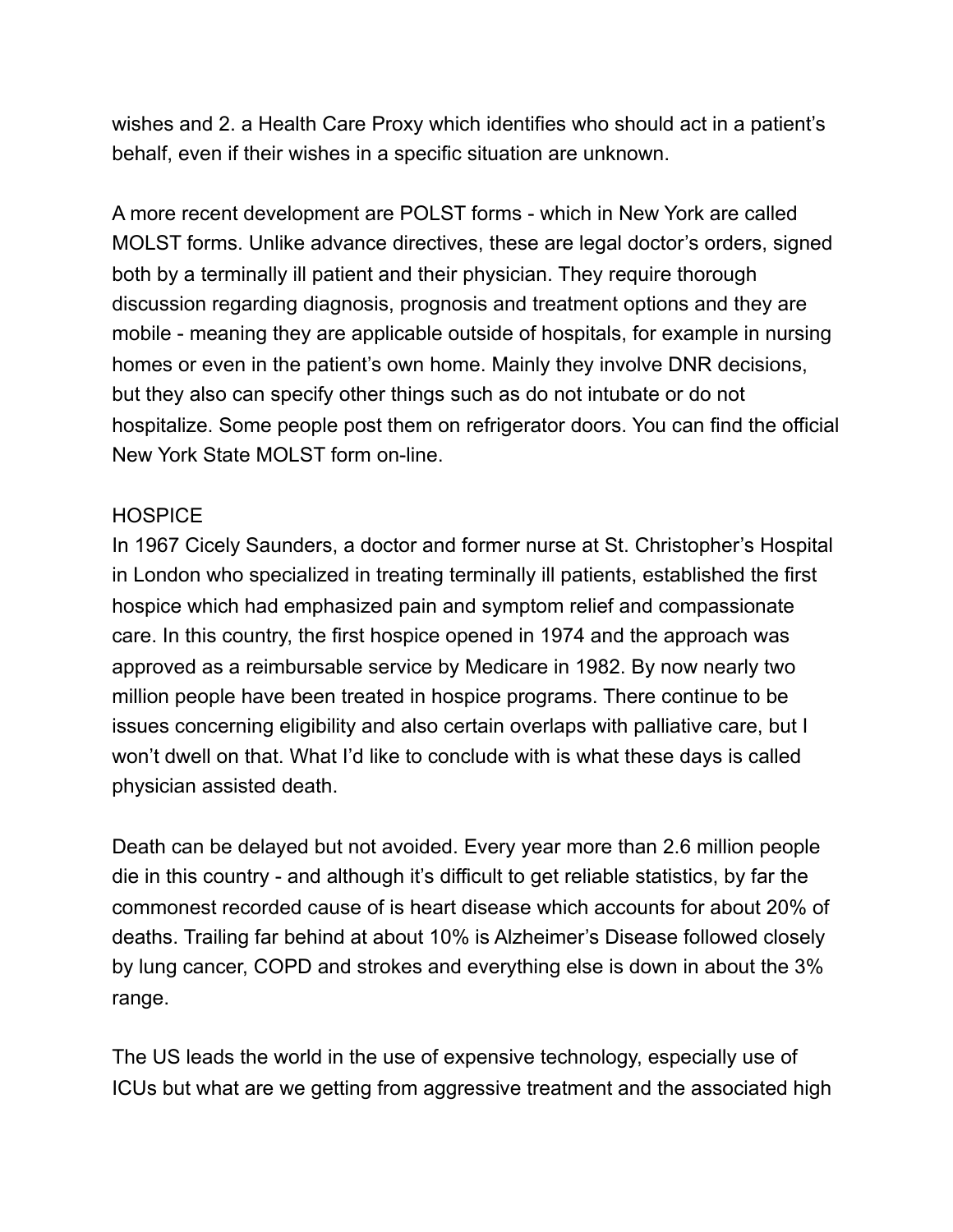wishes and 2. a Health Care Proxy which identifies who should act in a patient's behalf, even if their wishes in a specific situation are unknown.

A more recent development are POLST forms - which in New York are called MOLST forms. Unlike advance directives, these are legal doctor's orders, signed both by a terminally ill patient and their physician. They require thorough discussion regarding diagnosis, prognosis and treatment options and they are mobile - meaning they are applicable outside of hospitals, for example in nursing homes or even in the patient's own home. Mainly they involve DNR decisions, but they also can specify other things such as do not intubate or do not hospitalize. Some people post them on refrigerator doors. You can find the official New York State MOLST form on-line.

## HOSPICE

In 1967 Cicely Saunders, a doctor and former nurse at St. Christopher's Hospital in London who specialized in treating terminally ill patients, established the first hospice which had emphasized pain and symptom relief and compassionate care. In this country, the first hospice opened in 1974 and the approach was approved as a reimbursable service by Medicare in 1982. By now nearly two million people have been treated in hospice programs. There continue to be issues concerning eligibility and also certain overlaps with palliative care, but I won't dwell on that. What I'd like to conclude with is what these days is called physician assisted death.

Death can be delayed but not avoided. Every year more than 2.6 million people die in this country - and although it's difficult to get reliable statistics, by far the commonest recorded cause of is heart disease which accounts for about 20% of deaths. Trailing far behind at about 10% is Alzheimer's Disease followed closely by lung cancer, COPD and strokes and everything else is down in about the 3% range.

The US leads the world in the use of expensive technology, especially use of ICUs but what are we getting from aggressive treatment and the associated high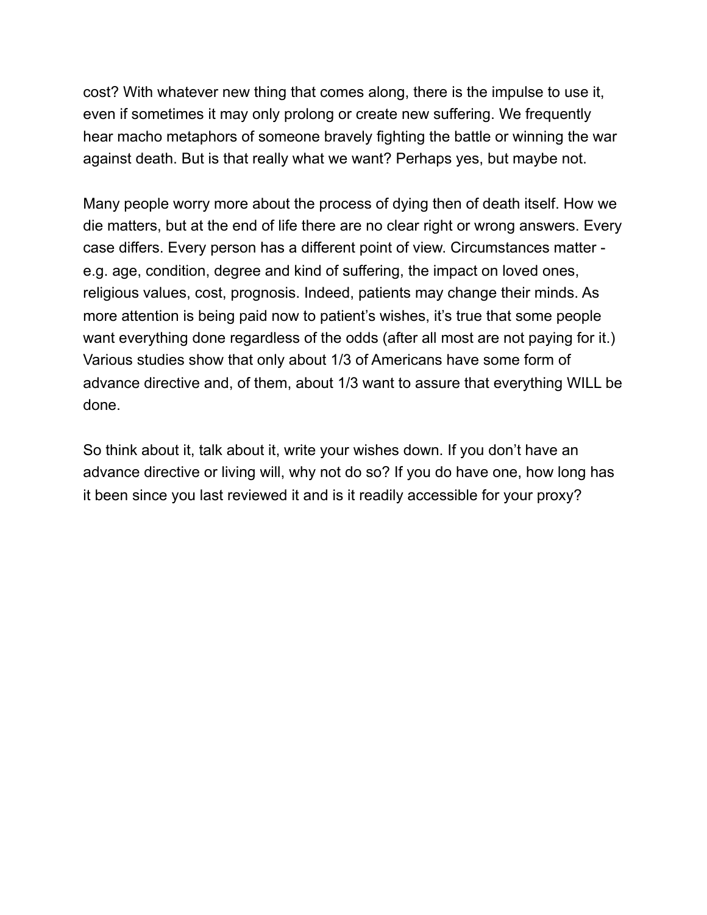cost? With whatever new thing that comes along, there is the impulse to use it, even if sometimes it may only prolong or create new suffering. We frequently hear macho metaphors of someone bravely fighting the battle or winning the war against death. But is that really what we want? Perhaps yes, but maybe not.

Many people worry more about the process of dying then of death itself. How we die matters, but at the end of life there are no clear right or wrong answers. Every case differs. Every person has a different point of view. Circumstances matter - e.g. age, condition, degree and kind of suffering, the impact on loved ones, religious values, cost, prognosis. Indeed, patients may change their minds. As more attention is being paid now to patient's wishes, it's true that some people want everything done regardless of the odds (after all most are not paying for it.) Various studies show that only about 1/3 of Americans have some form of advance directive and, of them, about 1/3 want to assure that everything WILL be done.

So think about it, talk about it, write your wishes down. If you don't have an advance directive or living will, why not do so? If you do have one, how long has it been since you last reviewed it and is it readily accessible for your proxy?